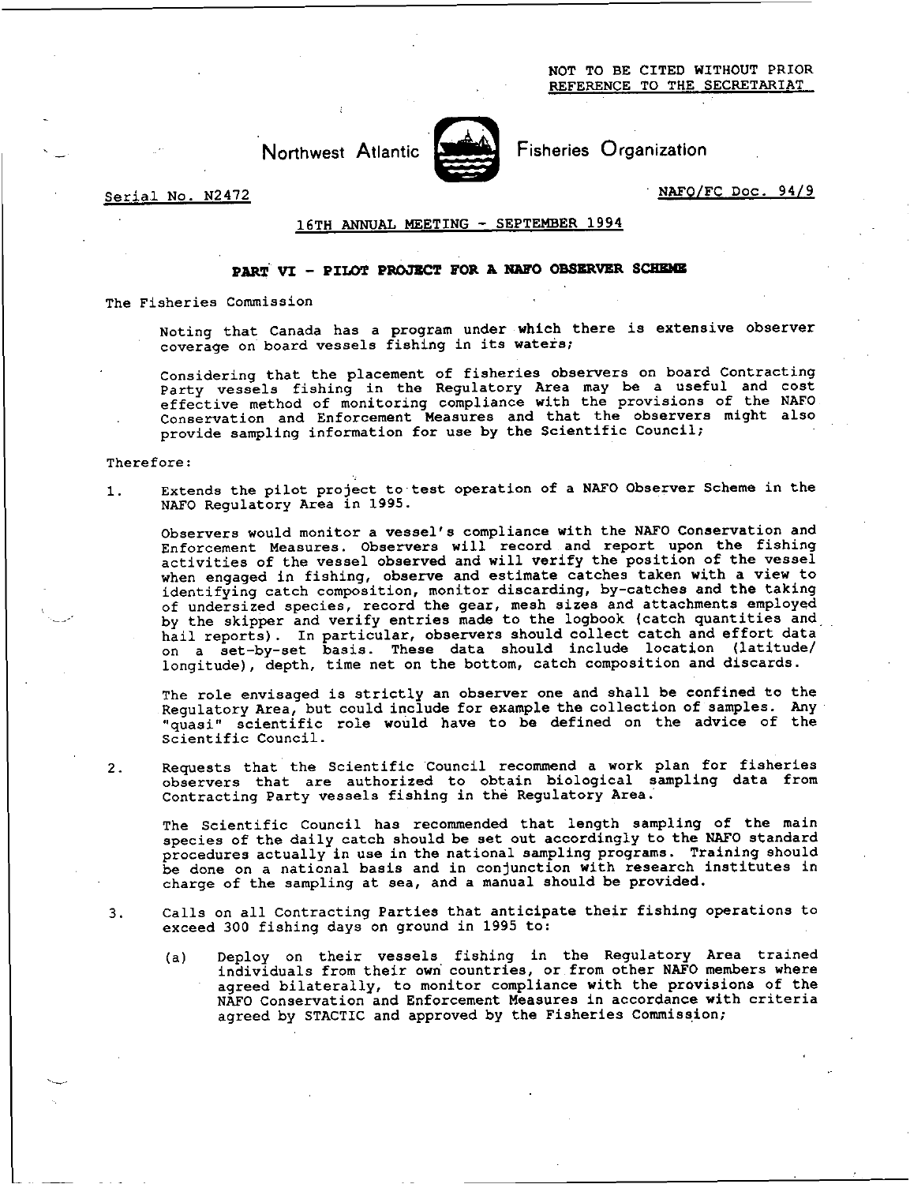NOT TO BE CITED WITHOUT PRIOR REFERENCE TO THE SECRETARIAT

Northwest Atlantic Fisheries Organization

Serial No. N2472

NAFO/FC Doc. 94/9

16TH ANNUAL MEETING - SEPTEMBER 1994

## PART VI - PILOT PROJECT FOR A NAFO OBSERVER SCHEME

The Fisheries Commission

Noting that Canada has a program under which there is extensive observer coverage on board vessels fishing in its waters;

Considering that the placement of fisheries observers on board Contracting Party vessels fishing in the Regulatory Area may be a useful and cost effective method of monitoring compliance with the provisions of the NAFO Conservation and Enforcement Measures and that the observers might also provide sampling information for use by the Scientific Council;

Therefore:

1. Extends the pilot project to test operation of a NAFO Observer Scheme in the NAFO Regulatory Area in 1995.

   Observers would monitor a vessel's compliance with the NAFO Conservation and Enforcement Measures. Observers will record and report upon the fishing activities of the vessel observed and will verify the position of the vessel when engaged in fishing, observe and estimate catches taken with a view to identifying catch composition, monitor discarding, by-catches and the taking of undersized species, record the gear, mesh sizes and attachments employed by the skipper and verify entries made to the logbook (catch quantities and hail reports). In particular, observers should collect catch and effort data on a set-by-set basis. These data should include location (latitude/ longitude), depth, time net on the bottom, catch composition and discards.

   The role envisaged is strictly an observer one and shall be confined to the Regulatory Area, but could include for example the collection of samples. Any "quasi" scientific role would have to be defined on the advice of the Scientific Council.

2. Requests that the Scientific Council recommend a work plan for fisheries observers that are authorized to obtain biological sampling data from Contracting Party vessels fishing in the Regulatory Area.

   The Scientific Council has recommended that length sampling of the main species of the daily catch should be set out accordingly to the NAFO standard procedures actually in use in the national sampling programs. Training should be done on a national basis and in conjunction with research institutes in charge of the sampling at sea, and a manual should be provided.

3. Calls on all Contracting Parties that anticipate their fishing operations to exceed 300 fishing days on ground in 1995 to:

   (a) Deploy on their vessels fishing in the Regulatory Area trained individuals from their own countries, or from other NAFO members where agreed bilaterally, to monitor compliance with the provisions of the NAFO Conservation and Enforcement Measures in accordance with criteria agreed by STACTIC and approved by the Fisheries Commission;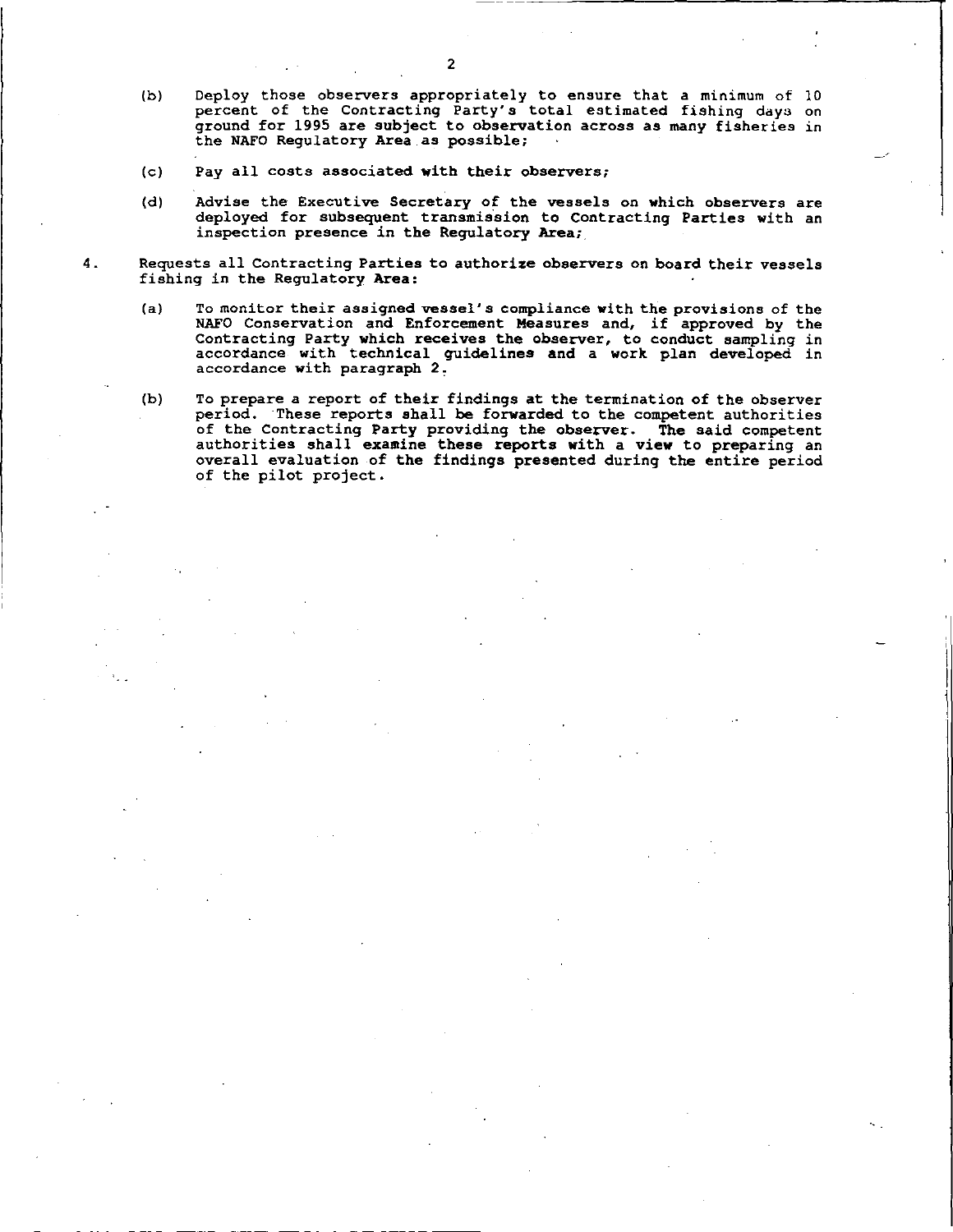(b) Deploy those observers appropriately to ensure that a minimum of 10 percent of the Contracting Party's total estimated fishing days on ground for 1995 are subject to observation across as many fisheries in the NAFO Regulatory Area as possible;

(c) Pay all costs associated with their observers;

(d) Advise the Executive Secretary of the vessels on which observers are deployed for subsequent transmission to Contracting Parties with an inspection presence in the Regulatory Area;

4. Requests all Contracting Parties to authorize observers on board their vessels fishing in the Regulatory Area:

   (a) To monitor their assigned vessel's compliance with the provisions of the NAFO Conservation and Enforcement Measures and, if approved by the Contracting Party which receives the observer, to conduct sampling in accordance with technical guidelines and a work plan developed in accordance with paragraph 2.

   (b) To prepare a report of their findings at the termination of the observer period. These reports shall be forwarded to the competent authorities of the Contracting Party providing the observer. The said competent authorities shall examine these reports with a view to preparing an overall evaluation of the findings presented during the entire period of the pilot project.